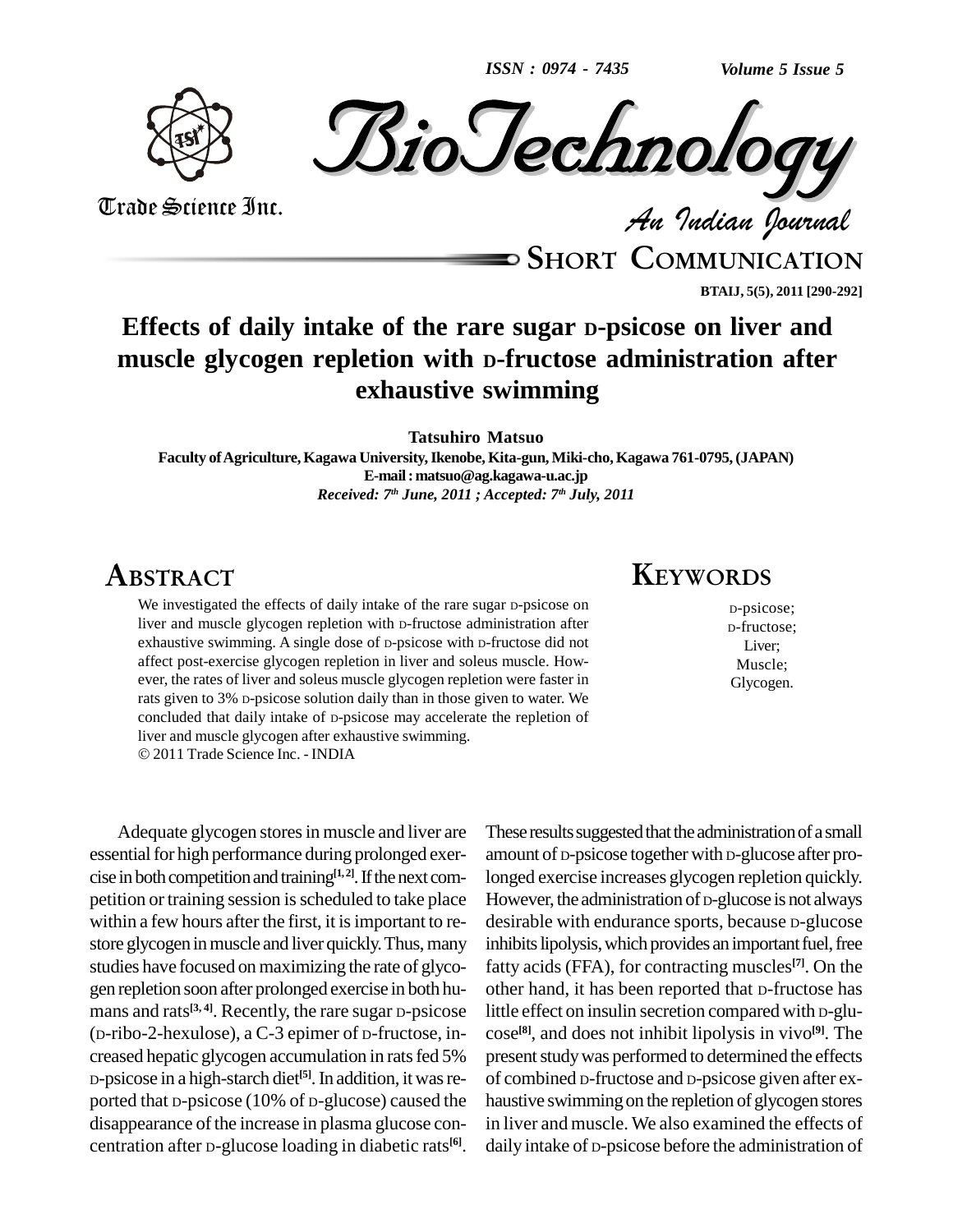SHORT COMMUNICATION

# Effects of daily intake of the rare sugar D-psicose on liver and muscle glycogen repletion with D-fructose administration after exhaustive swimming

**Tatsuhiro Matsuo**

**Faculty of Agriculture, Kagawa University, Ikenobe, Kita-gun, Miki-cho, Kagawa 761-0795, (JAPAN)**

**E-mail : matsuo@ag.kagawa-u.ac.jp**

*Received: 7th June, 2011 ; Accepted: 7th July, 2011*

## ABSTRACT

We investigated the effects of daily intake of the rare sugar D-psicose on liver and muscle glycogen repletion with D-fructose administration after exhaustive swimming. A single dose of D-psicose with D-fructose did not affect post-exercise glycogen repletion in liver and soleus muscle. However, the rates of liver and soleus muscle glycogen repletion were faster in rats given to 3% D-psicose solution daily than in those given to water. We concluded that daily intake of D-psicose may accelerate the repletion of liver and muscle glycogen after exhaustive swimming.

© 2011 Trade Science Inc. - INDIA

## KEYWORDS

D-psicose;
D-fructose;
Liver;
Muscle;
Glycogen.

Adequate glycogen stores in muscle and liver are essential for high performance during prolonged exercise in both competition and training[1, 2]. If the next competition or training session is scheduled to take place within a few hours after the first, it is important to restore glycogen in muscle and liver quickly. Thus, many studies have focused on maximizing the rate of glycogen repletion soon after prolonged exercise in both humans and rats[3, 4]. Recently, the rare sugar D-psicose (D-ribo-2-hexulose), a C-3 epimer of D-fructose, increased hepatic glycogen accumulation in rats fed 5% D-psicose in a high-starch diet[5]. In addition, it was reported that D-psicose (10% of D-glucose) caused the disappearance of the increase in plasma glucose concentration after D-glucose loading in diabetic rats[6]. These results suggested that the administration of a small amount of D-psicose together with D-glucose after prolonged exercise increases glycogen repletion quickly. However, the administration of D-glucose is not always desirable with endurance sports, because D-glucose inhibits lipolysis, which provides an important fuel, free fatty acids (FFA), for contracting muscles[7]. On the other hand, it has been reported that D-fructose has little effect on insulin secretion compared with D-glucose[8], and does not inhibit lipolysis in vivo[9]. The present study was performed to determined the effects of combined D-fructose and D-psicose given after exhaustive swimming on the repletion of glycogen stores in liver and muscle. We also examined the effects of daily intake of D-psicose before the administration of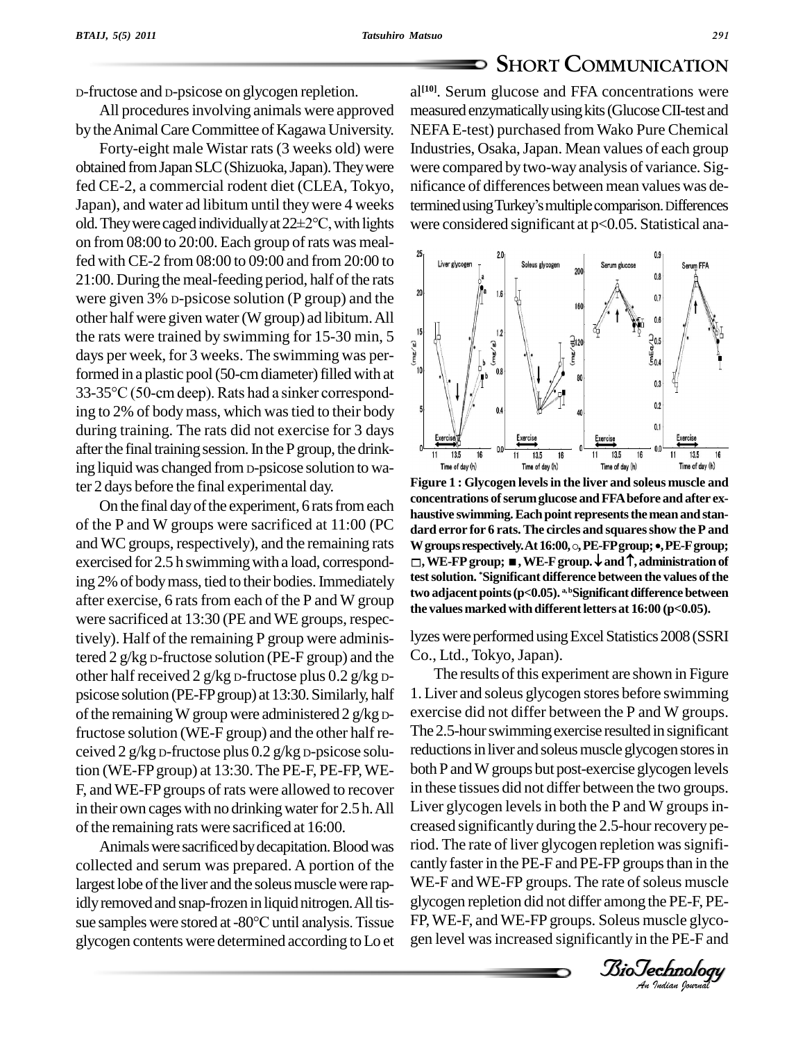D-fructose and D-psicose on glycogen repletion.

All procedures involving animals were approved by the Animal Care Committee of Kagawa University.

Forty-eight male Wistar rats (3 weeks old) were obtained from Japan SLC (Shizuoka, Japan). They were fed CE-2, a commercial rodent diet (CLEA, Tokyo, Japan), and water ad libitum until they were 4 weeks old. They were caged individually at 22±2°C, with lights on from 08:00 to 20:00. Each group of rats was meal-fed with CE-2 from 08:00 to 09:00 and from 20:00 to 21:00. During the meal-feeding period, half of the rats were given 3% D-psicose solution (P group) and the other half were given water (W group) ad libitum. All the rats were trained by swimming for 15-30 min, 5 days per week, for 3 weeks. The swimming was performed in a plastic pool (50-cm diameter) filled with at 33-35°C (50-cm deep). Rats had a sinker corresponding to 2% of body mass, which was tied to their body during training. The rats did not exercise for 3 days after the final training session. In the P group, the drinking liquid was changed from D-psicose solution to water 2 days before the final experimental day.

On the final day of the experiment, 6 rats from each of the P and W groups were sacrificed at 11:00 (PC and WC groups, respectively), and the remaining rats exercised for 2.5 h swimming with a load, corresponding 2% of body mass, tied to their bodies. Immediately after exercise, 6 rats from each of the P and W group were sacrificed at 13:30 (PE and WE groups, respectively). Half of the remaining P group were administered 2 g/kg D-fructose solution (PE-F group) and the other half received 2 g/kg D-fructose plus 0.2 g/kg D-psicose solution (PE-FP group) at 13:30. Similarly, half of the remaining W group were administered 2 g/kg D-fructose solution (WE-F group) and the other half received 2 g/kg D-fructose plus 0.2 g/kg D-psicose solution (WE-FP group) at 13:30. The PE-F, PE-FP, WE-F, and WE-FP groups of rats were allowed to recover in their own cages with no drinking water for 2.5 h. All of the remaining rats were sacrificed at 16:00.

Animals were sacrificed by decapitation. Blood was collected and serum was prepared. A portion of the largest lobe of the liver and the soleus muscle were rapidly removed and snap-frozen in liquid nitrogen. All tissue samples were stored at -80°C until analysis. Tissue glycogen contents were determined according to Lo et al[10]. Serum glucose and FFA concentrations were measured enzymatically using kits (Glucose CII-test and NEFA E-test) purchased from Wako Pure Chemical Industries, Osaka, Japan. Mean values of each group were compared by two-way analysis of variance. Significance of differences between mean values was determined using Turkey's multiple comparison. Differences were considered significant at $p<0.05$. Statistical analyses were performed using Excel Statistics 2008 (SSRI Co., Ltd., Tokyo, Japan).

**Figure 1 : Glycogen levels in the liver and soleus muscle and concentrations of serum glucose and FFA before and after exhaustive swimming. Each point represents the mean and standard error for 6 rats. The circles and squares show the P and W groups respectively. At 16:00, ○, PE-FP group; •, PE-F group; □, WE-FP group; ■, WE-F group. ↓ and ↑, administration of test solution. \*Significant difference between the values of the two adjacent points ($p<0.05$). a,bSignificant difference between the values marked with different letters at 16:00 ($p<0.05$).**

The results of this experiment are shown in Figure 1. Liver and soleus glycogen stores before swimming exercise did not differ between the P and W groups. The 2.5-hour swimming exercise resulted in significant reductions in liver and soleus muscle glycogen stores in both P and W groups but post-exercise glycogen levels in these tissues did not differ between the two groups. Liver glycogen levels in both the P and W groups increased significantly during the 2.5-hour recovery period. The rate of liver glycogen repletion was significantly faster in the PE-F and PE-FP groups than in the WE-F and WE-FP groups. The rate of soleus muscle glycogen repletion did not differ among the PE-F, PE-FP, WE-F, and WE-FP groups. Soleus muscle glycogen level was increased significantly in the PE-F and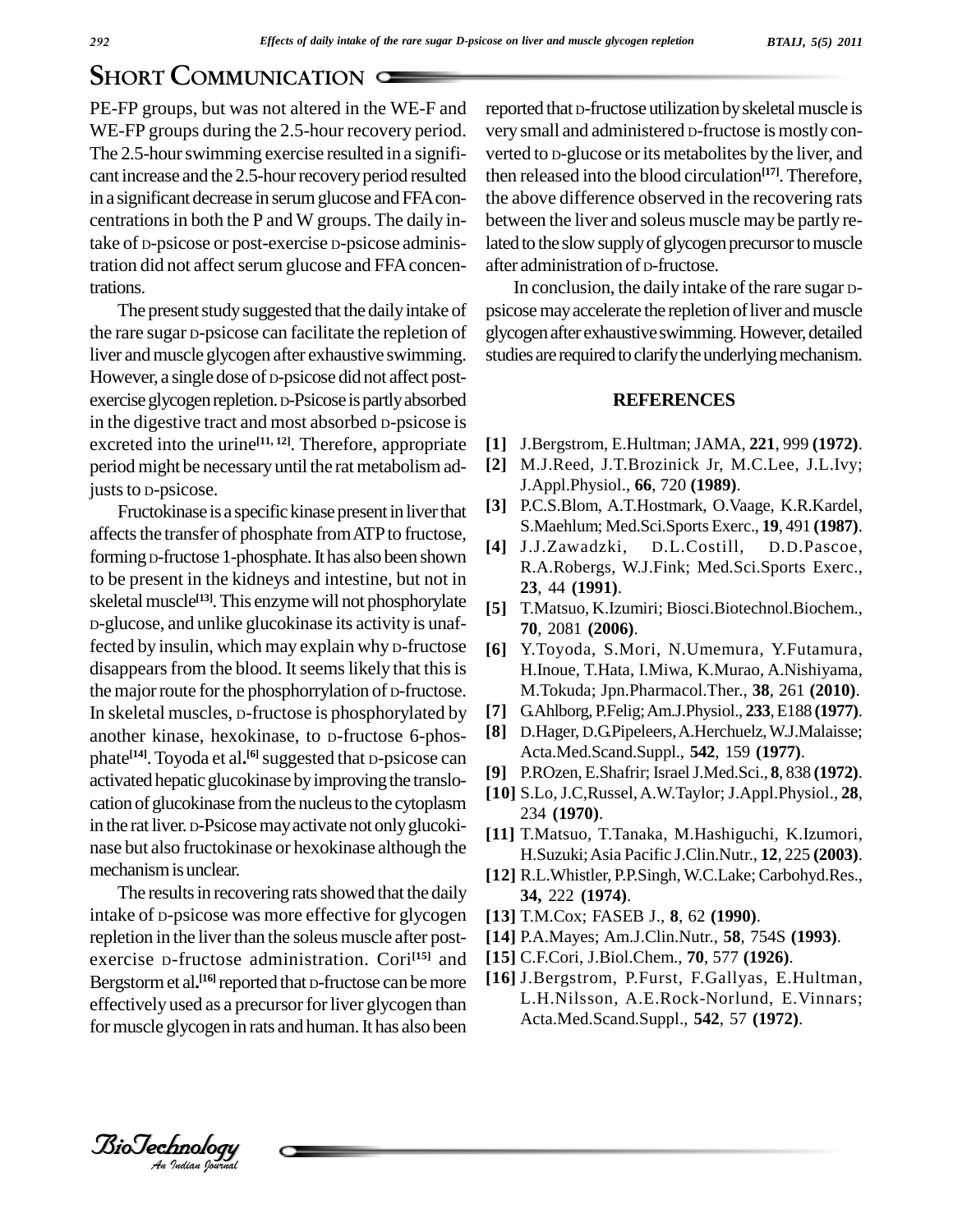## SHORT COMMUNICATION

PE-FP groups, but was not altered in the WE-F and WE-FP groups during the 2.5-hour recovery period. The 2.5-hour swimming exercise resulted in a significant increase and the 2.5-hour recovery period resulted in a significant decrease in serum glucose and FFA concentrations in both the P and W groups. The daily intake of D-psicose or post-exercise D-psicose administration did not affect serum glucose and FFA concentrations.

The present study suggested that the daily intake of the rare sugar D-psicose can facilitate the repletion of liver and muscle glycogen after exhaustive swimming. However, a single dose of D-psicose did not affect post-exercise glycogen repletion. D-Psicose is partly absorbed in the digestive tract and most absorbed D-psicose is excreted into the urine[11, 12]. Therefore, appropriate period might be necessary until the rat metabolism adjusts to D-psicose.

Fructokinase is a specific kinase present in liver that affects the transfer of phosphate from ATP to fructose, forming D-fructose 1-phosphate. It has also been shown to be present in the kidneys and intestine, but not in skeletal muscle[13]. This enzyme will not phosphorylate D-glucose, and unlike glucokinase its activity is unaffected by insulin, which may explain why D-fructose disappears from the blood. It seems likely that this is the major route for the phosphorrylation of D-fructose. In skeletal muscles, D-fructose is phosphorylated by another kinase, hexokinase, to D-fructose 6-phosphate[14]. Toyoda et al.[6] suggested that D-psicose can activated hepatic glucokinase by improving the translocation of glucokinase from the nucleus to the cytoplasm in the rat liver. D-Psicose may activate not only glucokinase but also fructokinase or hexokinase although the mechanism is unclear.

The results in recovering rats showed that the daily intake of D-psicose was more effective for glycogen repletion in the liver than the soleus muscle after post-exercise D-fructose administration. Cori[15] and Bergstorm et al.[16] reported that D-fructose can be more effectively used as a precursor for liver glycogen than for muscle glycogen in rats and human. It has also been reported that D-fructose utilization by skeletal muscle is very small and administered D-fructose is mostly converted to D-glucose or its metabolites by the liver, and then released into the blood circulation[17]. Therefore, the above difference observed in the recovering rats between the liver and soleus muscle may be partly related to the slow supply of glycogen precursor to muscle after administration of D-fructose.

In conclusion, the daily intake of the rare sugar D-psicose may accelerate the repletion of liver and muscle glycogen after exhaustive swimming. However, detailed studies are required to clarify the underlying mechanism.

## REFERENCES

[1] J.Bergstrom, E.Hultman; JAMA, **221**, 999 **(1972)**.

[2] M.J.Reed, J.T.Brozinick Jr, M.C.Lee, J.L.Ivy; J.Appl.Physiol., **66**, 720 **(1989)**.

[3] P.C.S.Blom, A.T.Hostmark, O.Vaage, K.R.Kardel, S.Maehlum; Med.Sci.Sports Exerc., **19**, 491 **(1987)**.

[4] J.J.Zawadzki, D.L.Costill, D.D.Pascoe, R.A.Robergs, W.J.Fink; Med.Sci.Sports Exerc., **23**, 44 **(1991)**.

[5] T.Matsuo, K.Izumiri; Biosci.Biotechnol.Biochem., **70**, 2081 **(2006)**.

[6] Y.Toyoda, S.Mori, N.Umemura, Y.Futamura, H.Inoue, T.Hata, I.Miwa, K.Murao, A.Nishiyama, M.Tokuda; Jpn.Pharmacol.Ther., **38**, 261 **(2010)**.

[7] G.Ahlborg, P.Felig; Am.J.Physiol., **233**, E188 **(1977)**.

[8] D.Hager, D.G.Pipeleers, A.Herchuelz, W.J.Malaisse; Acta.Med.Scand.Suppl., **542**, 159 **(1977)**.

[9] P.ROzen, E.Shafrir; Israel J.Med.Sci., **8**, 838 **(1972)**.

[10] S.Lo, J.C,Russel, A.W.Taylor; J.Appl.Physiol., **28**, 234 **(1970)**.

[11] T.Matsuo, T.Tanaka, M.Hashiguchi, K.Izumori, H.Suzuki; Asia Pacific J.Clin.Nutr., **12**, 225 **(2003)**.

[12] R.L.Whistler, P.P.Singh, W.C.Lake; Carbohyd.Res., **34,** 222 **(1974)**.

[13] T.M.Cox; FASEB J., **8**, 62 **(1990)**.

[14] P.A.Mayes; Am.J.Clin.Nutr., **58**, 754S **(1993)**.

[15] C.F.Cori, J.Biol.Chem., **70**, 577 **(1926)**.

[16] J.Bergstrom, P.Furst, F.Gallyas, E.Hultman, L.H.Nilsson, A.E.Rock-Norlund, E.Vinnars; Acta.Med.Scand.Suppl., **542**, 57 **(1972)**.